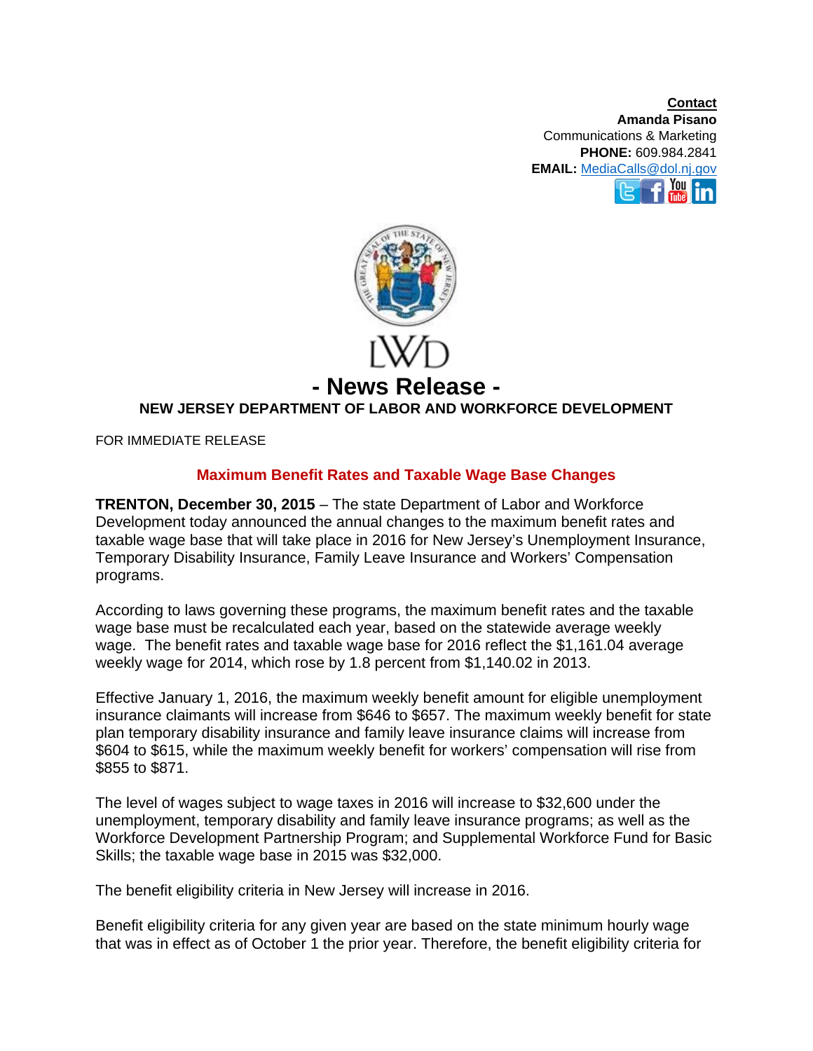**Contact**
**Amanda Pisano**
Communications & Marketing
**PHONE:** 609.984.2841
**EMAIL:** [MediaCalls@dol.nj.gov](mailto:MediaCalls@dol.nj.gov)

LWD

# - News Release -

## NEW JERSEY DEPARTMENT OF LABOR AND WORKFORCE DEVELOPMENT

FOR IMMEDIATE RELEASE

### Maximum Benefit Rates and Taxable Wage Base Changes

**TRENTON, December 30, 2015** – The state Department of Labor and Workforce Development today announced the annual changes to the maximum benefit rates and taxable wage base that will take place in 2016 for New Jersey's Unemployment Insurance, Temporary Disability Insurance, Family Leave Insurance and Workers' Compensation programs.

According to laws governing these programs, the maximum benefit rates and the taxable wage base must be recalculated each year, based on the statewide average weekly wage. The benefit rates and taxable wage base for 2016 reflect the $1,161.04 average weekly wage for 2014, which rose by 1.8 percent from $1,140.02 in 2013.

Effective January 1, 2016, the maximum weekly benefit amount for eligible unemployment insurance claimants will increase from $646 to $657. The maximum weekly benefit for state plan temporary disability insurance and family leave insurance claims will increase from $604 to $615, while the maximum weekly benefit for workers' compensation will rise from $855 to $871.

The level of wages subject to wage taxes in 2016 will increase to $32,600 under the unemployment, temporary disability and family leave insurance programs; as well as the Workforce Development Partnership Program; and Supplemental Workforce Fund for Basic Skills; the taxable wage base in 2015 was $32,000.

The benefit eligibility criteria in New Jersey will increase in 2016.

Benefit eligibility criteria for any given year are based on the state minimum hourly wage that was in effect as of October 1 the prior year. Therefore, the benefit eligibility criteria for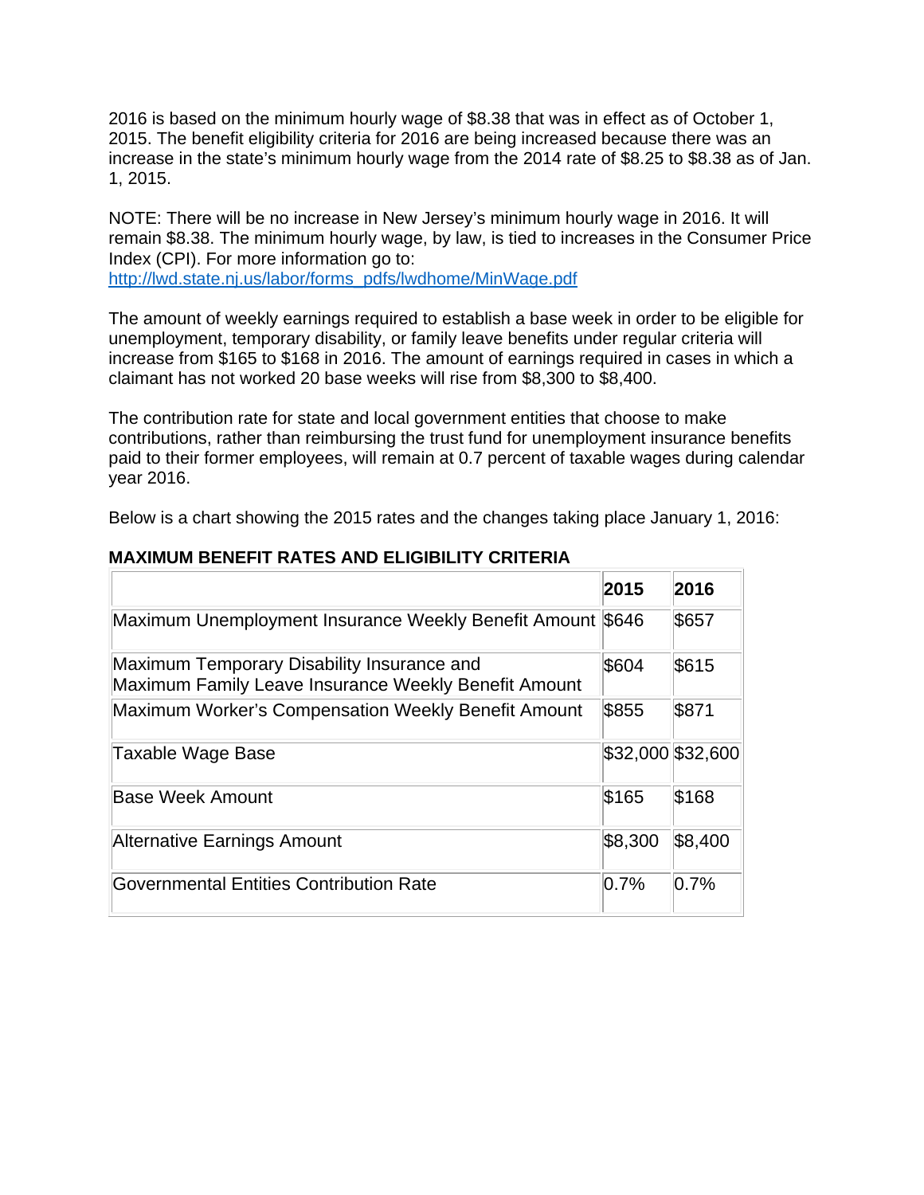2016 is based on the minimum hourly wage of $8.38 that was in effect as of October 1, 2015. The benefit eligibility criteria for 2016 are being increased because there was an increase in the state's minimum hourly wage from the 2014 rate of $8.25 to $8.38 as of Jan. 1, 2015.

NOTE: There will be no increase in New Jersey's minimum hourly wage in 2016. It will remain $8.38. The minimum hourly wage, by law, is tied to increases in the Consumer Price Index (CPI). For more information go to: [http://lwd.state.nj.us/labor/forms_pdfs/lwdhome/MinWage.pdf](http://lwd.state.nj.us/labor/forms_pdfs/lwdhome/MinWage.pdf)

The amount of weekly earnings required to establish a base week in order to be eligible for unemployment, temporary disability, or family leave benefits under regular criteria will increase from $165 to $168 in 2016. The amount of earnings required in cases in which a claimant has not worked 20 base weeks will rise from $8,300 to $8,400.

The contribution rate for state and local government entities that choose to make contributions, rather than reimbursing the trust fund for unemployment insurance benefits paid to their former employees, will remain at 0.7 percent of taxable wages during calendar year 2016.

Below is a chart showing the 2015 rates and the changes taking place January 1, 2016:

**MAXIMUM BENEFIT RATES AND ELIGIBILITY CRITERIA**

| | **2015** | **2016** |
|---|---|---|
| Maximum Unemployment Insurance Weekly Benefit Amount | $646 | $657 |
| Maximum Temporary Disability Insurance and Maximum Family Leave Insurance Weekly Benefit Amount | $604 | $615 |
| Maximum Worker's Compensation Weekly Benefit Amount | $855 | $871 |
| Taxable Wage Base | $32,000 | $32,600 |
| Base Week Amount | $165 | $168 |
| Alternative Earnings Amount | $8,300 | $8,400 |
| Governmental Entities Contribution Rate | 0.7% | 0.7% |